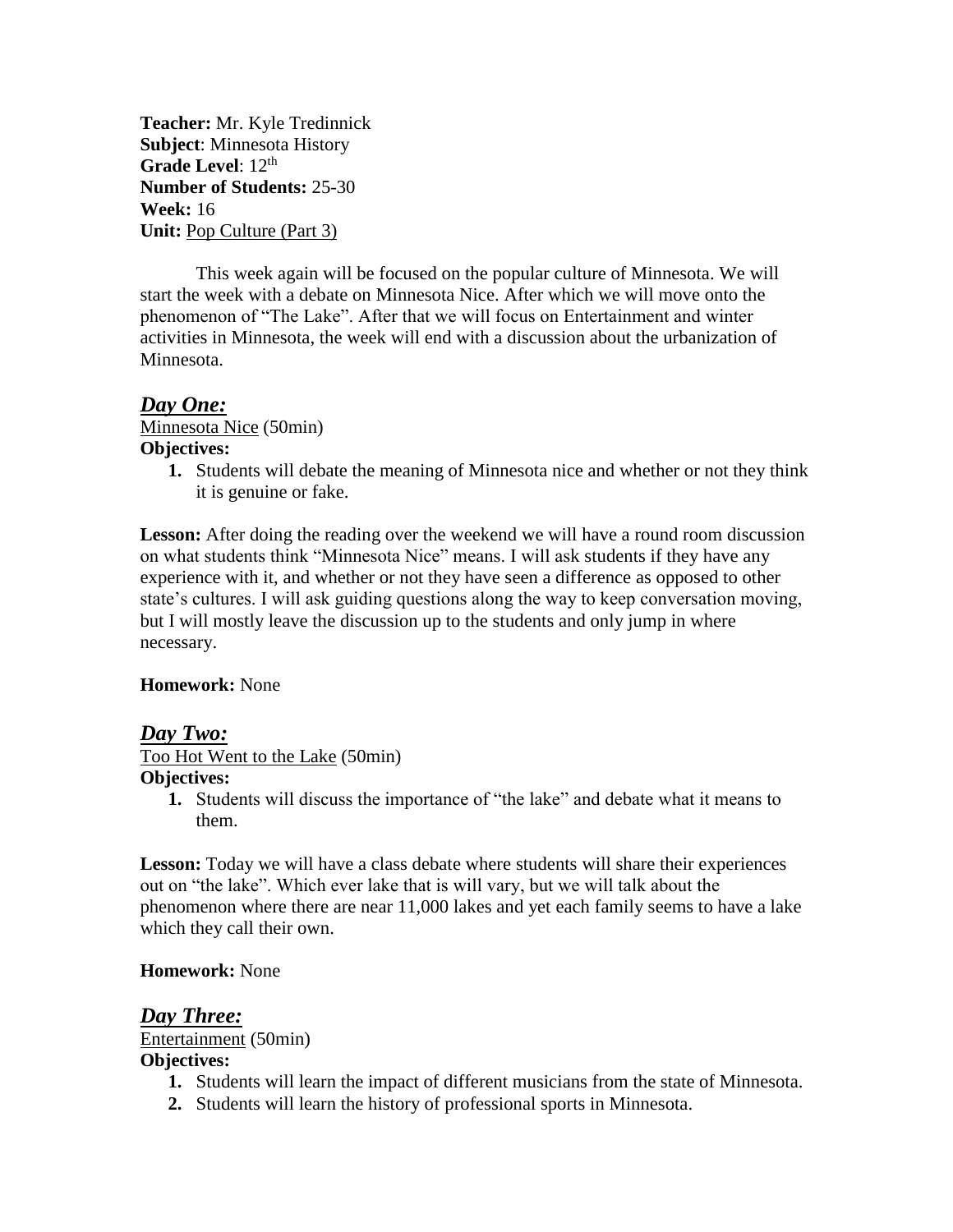**Teacher:** Mr. Kyle Tredinnick
**Subject**: Minnesota History
**Grade Level**: 12th
**Number of Students:** 25-30
**Week:** 16
**Unit:** Pop Culture (Part 3)

This week again will be focused on the popular culture of Minnesota. We will start the week with a debate on Minnesota Nice. After which we will move onto the phenomenon of "The Lake". After that we will focus on Entertainment and winter activities in Minnesota, the week will end with a discussion about the urbanization of Minnesota.

## ***Day One:***

Minnesota Nice (50min)

**Objectives:**

1. Students will debate the meaning of Minnesota nice and whether or not they think it is genuine or fake.

**Lesson:** After doing the reading over the weekend we will have a round room discussion on what students think "Minnesota Nice" means. I will ask students if they have any experience with it, and whether or not they have seen a difference as opposed to other state's cultures. I will ask guiding questions along the way to keep conversation moving, but I will mostly leave the discussion up to the students and only jump in where necessary.

**Homework:** None

## ***Day Two:***

Too Hot Went to the Lake (50min)

**Objectives:**

1. Students will discuss the importance of "the lake" and debate what it means to them.

**Lesson:** Today we will have a class debate where students will share their experiences out on "the lake". Which ever lake that is will vary, but we will talk about the phenomenon where there are near 11,000 lakes and yet each family seems to have a lake which they call their own.

**Homework:** None

## ***Day Three:***

Entertainment (50min)

**Objectives:**

1. Students will learn the impact of different musicians from the state of Minnesota.
2. Students will learn the history of professional sports in Minnesota.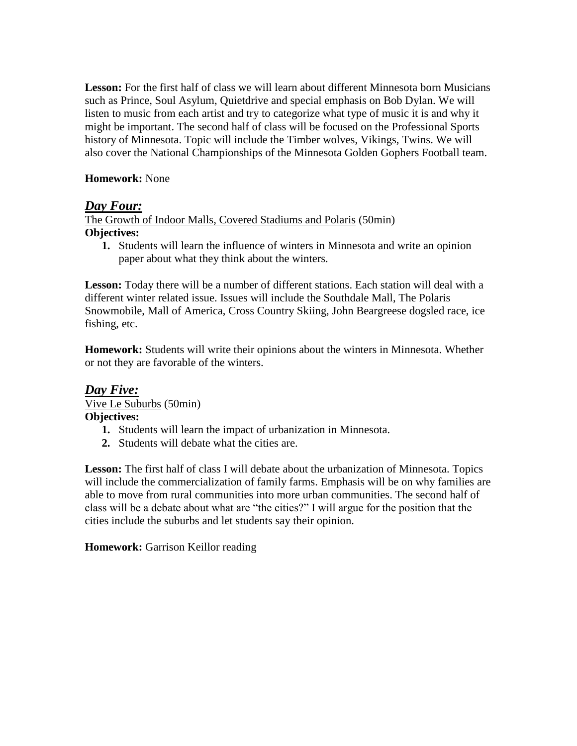**Lesson:** For the first half of class we will learn about different Minnesota born Musicians such as Prince, Soul Asylum, Quietdrive and special emphasis on Bob Dylan. We will listen to music from each artist and try to categorize what type of music it is and why it might be important. The second half of class will be focused on the Professional Sports history of Minnesota. Topic will include the Timber wolves, Vikings, Twins. We will also cover the National Championships of the Minnesota Golden Gophers Football team.

**Homework:** None

## ***Day Four:***

The Growth of Indoor Malls, Covered Stadiums and Polaris (50min)

**Objectives:**

1. Students will learn the influence of winters in Minnesota and write an opinion paper about what they think about the winters.

**Lesson:** Today there will be a number of different stations. Each station will deal with a different winter related issue. Issues will include the Southdale Mall, The Polaris Snowmobile, Mall of America, Cross Country Skiing, John Beargreese dogsled race, ice fishing, etc.

**Homework:** Students will write their opinions about the winters in Minnesota. Whether or not they are favorable of the winters.

## ***Day Five:***

Vive Le Suburbs (50min)

**Objectives:**

1. Students will learn the impact of urbanization in Minnesota.
2. Students will debate what the cities are.

**Lesson:** The first half of class I will debate about the urbanization of Minnesota. Topics will include the commercialization of family farms. Emphasis will be on why families are able to move from rural communities into more urban communities. The second half of class will be a debate about what are "the cities?" I will argue for the position that the cities include the suburbs and let students say their opinion.

**Homework:** Garrison Keillor reading